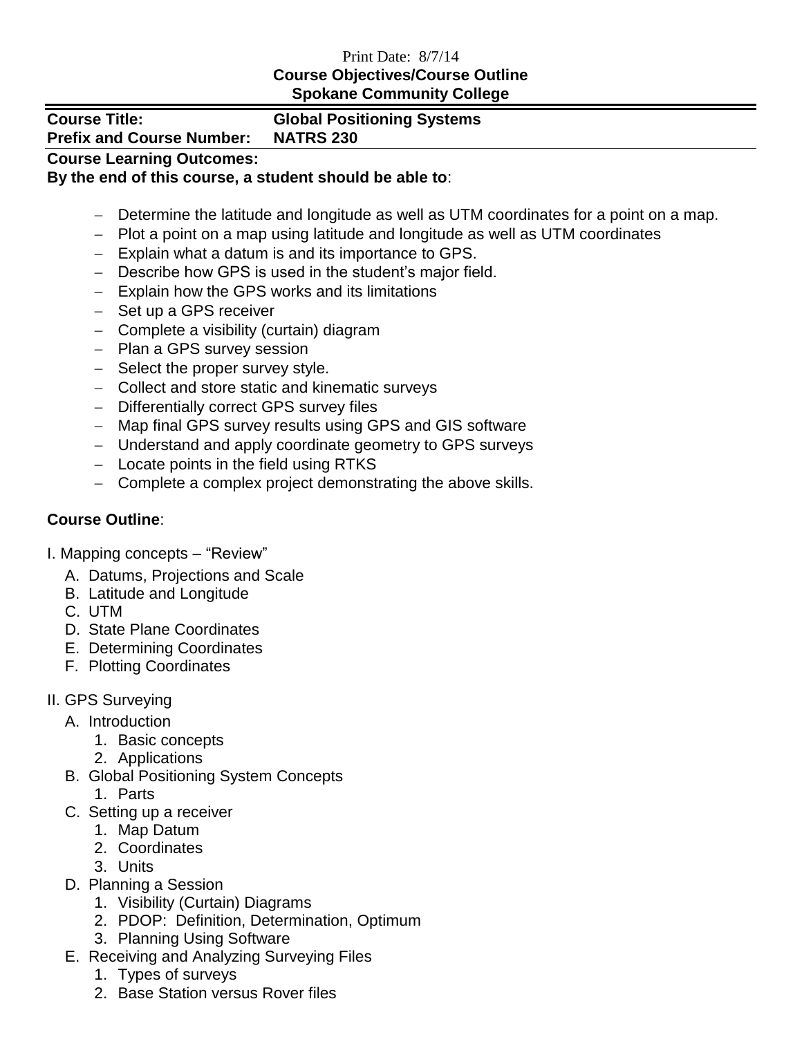Print Date: 8/7/14

**Course Objectives/Course Outline**
**Spokane Community College**

**Course Title:** **Global Positioning Systems**
**Prefix and Course Number:** **NATRS 230**

**Course Learning Outcomes:**
**By the end of this course, a student should be able to**:

- Determine the latitude and longitude as well as UTM coordinates for a point on a map.
- Plot a point on a map using latitude and longitude as well as UTM coordinates
- Explain what a datum is and its importance to GPS.
- Describe how GPS is used in the student's major field.
- Explain how the GPS works and its limitations
- Set up a GPS receiver
- Complete a visibility (curtain) diagram
- Plan a GPS survey session
- Select the proper survey style.
- Collect and store static and kinematic surveys
- Differentially correct GPS survey files
- Map final GPS survey results using GPS and GIS software
- Understand and apply coordinate geometry to GPS surveys
- Locate points in the field using RTKS
- Complete a complex project demonstrating the above skills.

**Course Outline**:

I. Mapping concepts – "Review"
  A. Datums, Projections and Scale
  B. Latitude and Longitude
  C. UTM
  D. State Plane Coordinates
  E. Determining Coordinates
  F. Plotting Coordinates

II. GPS Surveying
  A. Introduction
    1. Basic concepts
    2. Applications
  B. Global Positioning System Concepts
    1. Parts
  C. Setting up a receiver
    1. Map Datum
    2. Coordinates
    3. Units
  D. Planning a Session
    1. Visibility (Curtain) Diagrams
    2. PDOP: Definition, Determination, Optimum
    3. Planning Using Software
  E. Receiving and Analyzing Surveying Files
    1. Types of surveys
    2. Base Station versus Rover files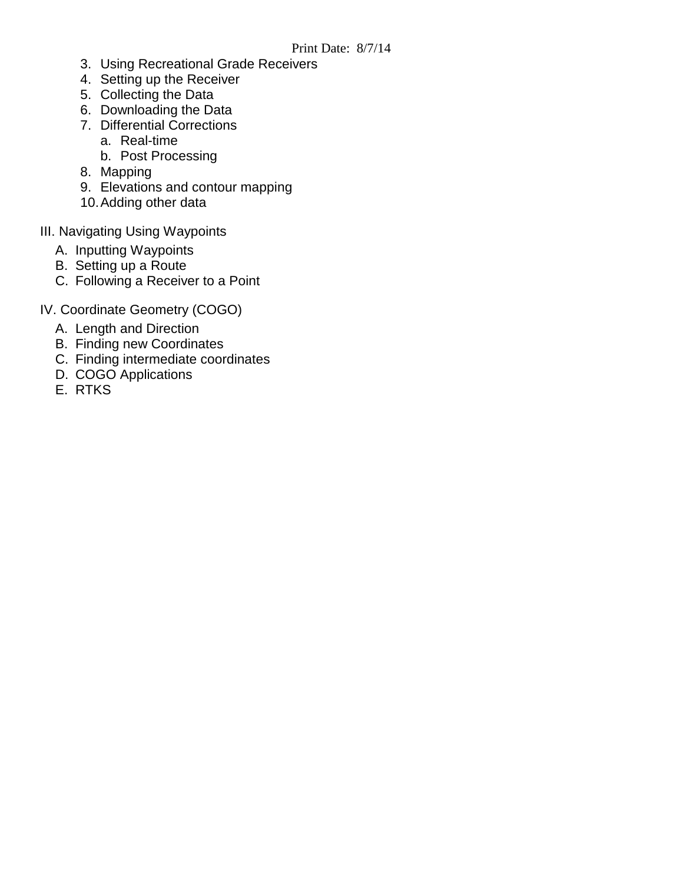3. Using Recreational Grade Receivers
4. Setting up the Receiver
5. Collecting the Data
6. Downloading the Data
7. Differential Corrections
   a. Real-time
   b. Post Processing
8. Mapping
9. Elevations and contour mapping
10. Adding other data

III. Navigating Using Waypoints

A. Inputting Waypoints
B. Setting up a Route
C. Following a Receiver to a Point

IV. Coordinate Geometry (COGO)

A. Length and Direction
B. Finding new Coordinates
C. Finding intermediate coordinates
D. COGO Applications
E. RTKS